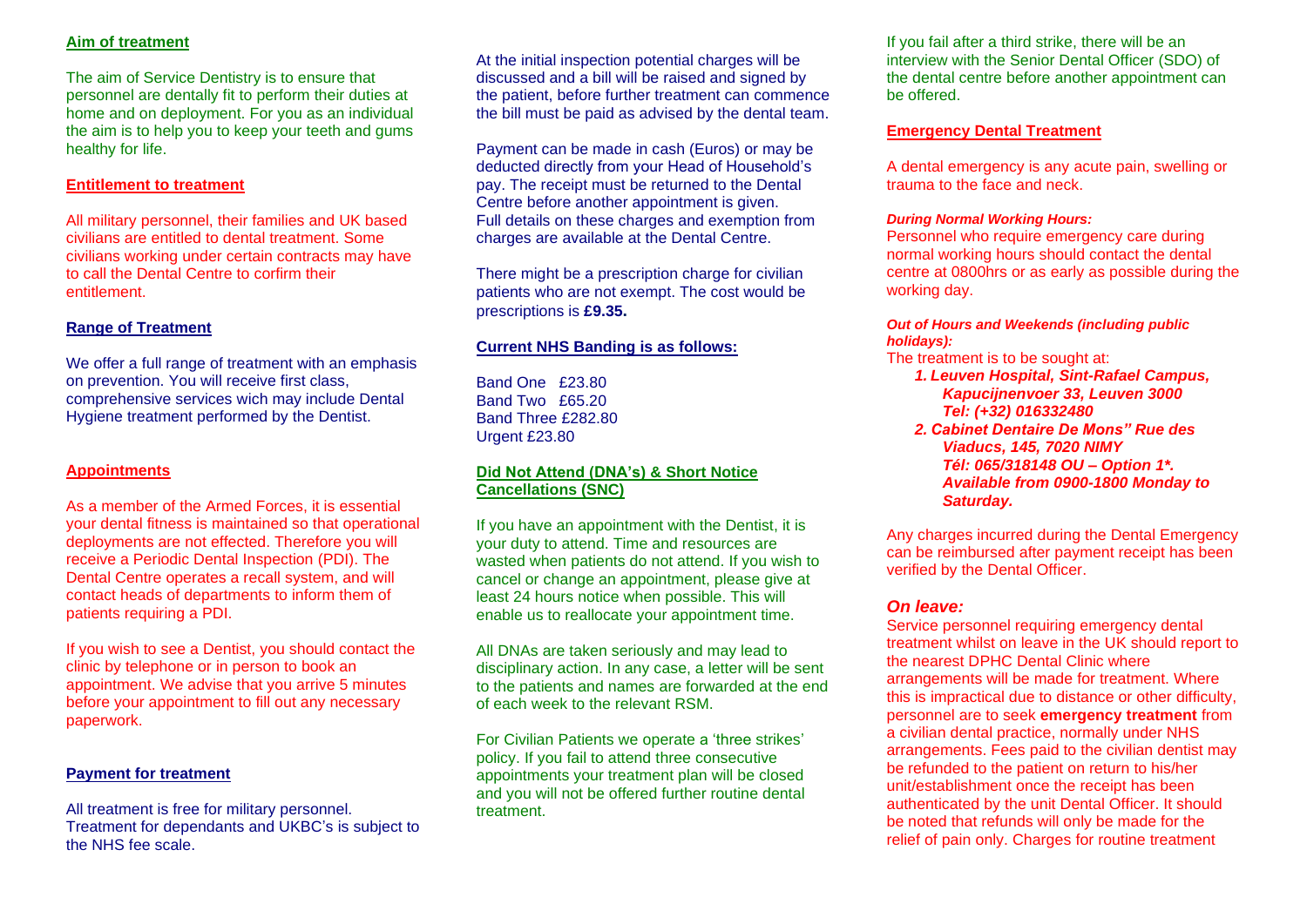## Aim of treatment

The aim of Service Dentistry is to ensure that personnel are dentally fit to perform their duties at home and on deployment. For you as an individual the aim is to help you to keep your teeth and gums healthy for life.

## Entitlement to treatment

All military personnel, their families and UK based civilians are entitled to dental treatment. Some civilians working under certain contracts may have to call the Dental Centre to corfirm their entitlement.

## Range of Treatment

We offer a full range of treatment with an emphasis on prevention. You will receive first class, comprehensive services wich may include Dental Hygiene treatment performed by the Dentist.

## Appointments

As a member of the Armed Forces, it is essential your dental fitness is maintained so that operational deployments are not effected. Therefore you will receive a Periodic Dental Inspection (PDI). The Dental Centre operates a recall system, and will contact heads of departments to inform them of patients requiring a PDI.

If you wish to see a Dentist, you should contact the clinic by telephone or in person to book an appointment. We advise that you arrive 5 minutes before your appointment to fill out any necessary paperwork.

## Payment for treatment

All treatment is free for military personnel. Treatment for dependants and UKBC's is subject to the NHS fee scale.

At the initial inspection potential charges will be discussed and a bill will be raised and signed by the patient, before further treatment can commence the bill must be paid as advised by the dental team.

Payment can be made in cash (Euros) or may be deducted directly from your Head of Household's pay. The receipt must be returned to the Dental Centre before another appointment is given. Full details on these charges and exemption from charges are available at the Dental Centre.

There might be a prescription charge for civilian patients who are not exempt. The cost would be prescriptions is **£9.35.**

## Current NHS Banding is as follows:

Band One £23.80
Band Two £65.20
Band Three £282.80
Urgent £23.80

## Did Not Attend (DNA's) & Short Notice Cancellations (SNC)

If you have an appointment with the Dentist, it is your duty to attend. Time and resources are wasted when patients do not attend. If you wish to cancel or change an appointment, please give at least 24 hours notice when possible. This will enable us to reallocate your appointment time.

All DNAs are taken seriously and may lead to disciplinary action. In any case, a letter will be sent to the patients and names are forwarded at the end of each week to the relevant RSM.

For Civilian Patients we operate a 'three strikes' policy. If you fail to attend three consecutive appointments your treatment plan will be closed and you will not be offered further routine dental treatment.

If you fail after a third strike, there will be an interview with the Senior Dental Officer (SDO) of the dental centre before another appointment can be offered.

## Emergency Dental Treatment

A dental emergency is any acute pain, swelling or trauma to the face and neck.

***During Normal Working Hours:***

Personnel who require emergency care during normal working hours should contact the dental centre at 0800hrs or as early as possible during the working day.

***Out of Hours and Weekends (including public holidays):***

The treatment is to be sought at:

1. ***Leuven Hospital, Sint-Rafael Campus, Kapucijnenvoer 33, Leuven 3000 Tel: (+32) 016332480***
2. ***Cabinet Dentaire De Mons" Rue des Viaducs, 145, 7020 NIMY Tél: 065/318148 OU – Option 1*. Available from 0900-1800 Monday to Saturday.***

Any charges incurred during the Dental Emergency can be reimbursed after payment receipt has been verified by the Dental Officer.

### *On leave:*

Service personnel requiring emergency dental treatment whilst on leave in the UK should report to the nearest DPHC Dental Clinic where arrangements will be made for treatment. Where this is impractical due to distance or other difficulty, personnel are to seek **emergency treatment** from a civilian dental practice, normally under NHS arrangements. Fees paid to the civilian dentist may be refunded to the patient on return to his/her unit/establishment once the receipt has been authenticated by the unit Dental Officer. It should be noted that refunds will only be made for the relief of pain only. Charges for routine treatment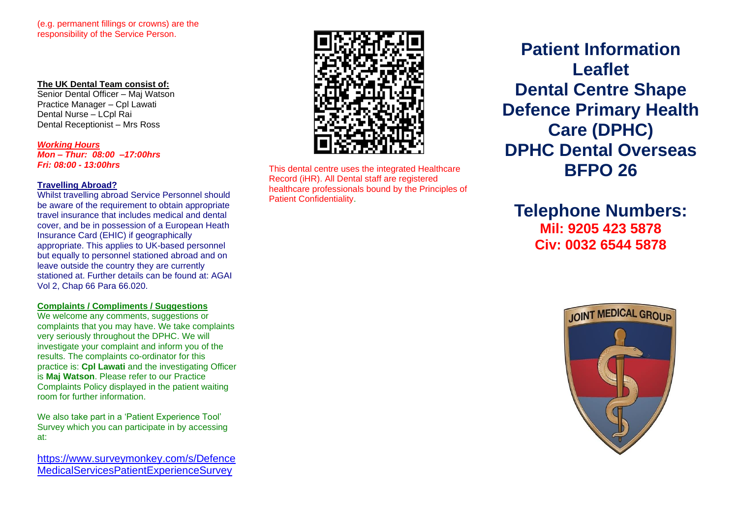(e.g. permanent fillings or crowns) are the responsibility of the Service Person.

**The UK Dental Team consist of:**

Senior Dental Officer – Maj Watson
Practice Manager – Cpl Lawati
Dental Nurse – LCpl Rai
Dental Receptionist – Mrs Ross

***Working Hours***

***Mon – Thur: 08:00 –17:00hrs***
***Fri: 08:00 - 13:00hrs***

**Travelling Abroad?**

Whilst travelling abroad Service Personnel should be aware of the requirement to obtain appropriate travel insurance that includes medical and dental cover, and be in possession of a European Heath Insurance Card (EHIC) if geographically appropriate. This applies to UK-based personnel but equally to personnel stationed abroad and on leave outside the country they are currently stationed at. Further details can be found at: AGAI Vol 2, Chap 66 Para 66.020.

**Complaints / Compliments / Suggestions**

We welcome any comments, suggestions or complaints that you may have. We take complaints very seriously throughout the DPHC. We will investigate your complaint and inform you of the results. The complaints co-ordinator for this practice is: **Cpl Lawati** and the investigating Officer is **Maj Watson**. Please refer to our Practice Complaints Policy displayed in the patient waiting room for further information.

We also take part in a 'Patient Experience Tool' Survey which you can participate in by accessing at:

https://www.surveymonkey.com/s/DefenceMedicalServicesPatientExperienceSurvey

This dental centre uses the integrated Healthcare Record (iHR). All Dental staff are registered healthcare professionals bound by the Principles of Patient Confidentiality.

# Patient Information Leaflet Dental Centre Shape Defence Primary Health Care (DPHC) DPHC Dental Overseas BFPO 26

## Telephone Numbers:

**Mil: 9205 423 5878**
**Civ: 0032 6544 5878**

JOINT MEDICAL GROUP